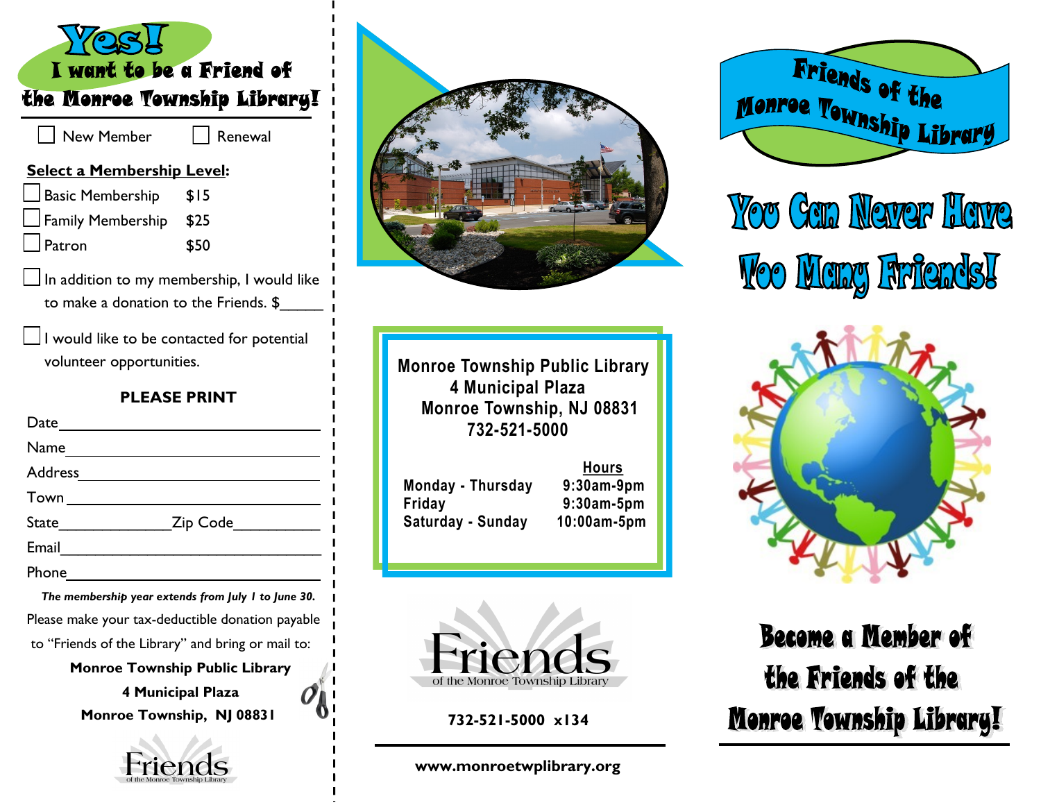# Yes!

## I want to be a Friend of the Monroe Township Library!

☐ New Member ☐ Renewal

**Select a Membership Level:**

☐ Basic Membership $15
☐ Family Membership $25
☐ Patron $50

☐ In addition to my membership, I would like to make a donation to the Friends. $______

☐ I would like to be contacted for potential volunteer opportunities.

**PLEASE PRINT**

Date________________________________

Name________________________________

Address______________________________

Town________________________________

State______________Zip Code__________

Email________________________________

Phone________________________________

***The membership year extends from July 1 to June 30.***

Please make your tax-deductible donation payable to "Friends of the Library" and bring or mail to:

**Monroe Township Public Library**
**4 Municipal Plaza**
**Monroe Township, NJ 08831**

Friends
of the Monroe Township Library

---

**Monroe Township Public Library**
**4 Municipal Plaza**
**Monroe Township, NJ 08831**
**732-521-5000**

| | Hours |
|---|---|
| Monday - Thursday | 9:30am-9pm |
| Friday | 9:30am-5pm |
| Saturday - Sunday | 10:00am-5pm |

Friends
of the Monroe Township Library

**732-521-5000 x134**

**www.monroetwplibrary.org**

---

# Friends of the Monroe Township Library

# You Can Never Have Too Many Friends!

## Become a Member of the Friends of the Monroe Township Library!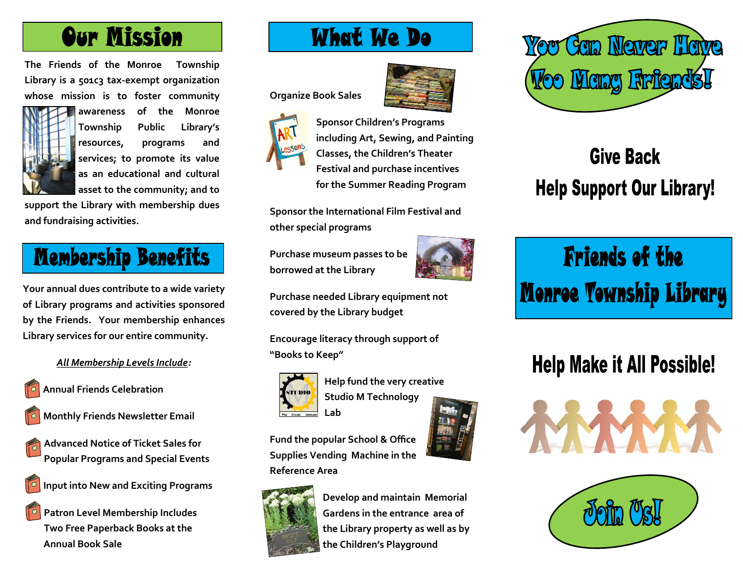## Our Mission

The Friends of the Monroe Township Library is a 501c3 tax-exempt organization whose mission is to foster community awareness of the Monroe Township Public Library's resources, programs and services; to promote its value as an educational and cultural asset to the community; and to support the Library with membership dues and fundraising activities.

## Membership Benefits

Your annual dues contribute to a wide variety of Library programs and activities sponsored by the Friends. Your membership enhances Library services for our entire community.

***All Membership Levels Include:***

- Annual Friends Celebration
- Monthly Friends Newsletter Email
- Advanced Notice of Ticket Sales for Popular Programs and Special Events
- Input into New and Exciting Programs
- Patron Level Membership Includes Two Free Paperback Books at the Annual Book Sale

## What We Do

Organize Book Sales

Sponsor Children's Programs including Art, Sewing, and Painting Classes, the Children's Theater Festival and purchase incentives for the Summer Reading Program

Sponsor the International Film Festival and other special programs

Purchase museum passes to be borrowed at the Library

Purchase needed Library equipment not covered by the Library budget

Encourage literacy through support of "Books to Keep"

Help fund the very creative Studio M Technology Lab

Fund the popular School & Office Supplies Vending Machine in the Reference Area

Develop and maintain Memorial Gardens in the entrance area of the Library property as well as by the Children's Playground

## You Can Never Have Too Many Friends!

**Give Back**

**Help Support Our Library!**

# Friends of the Monroe Township Library

**Help Make it All Possible!**

**Join Us!**